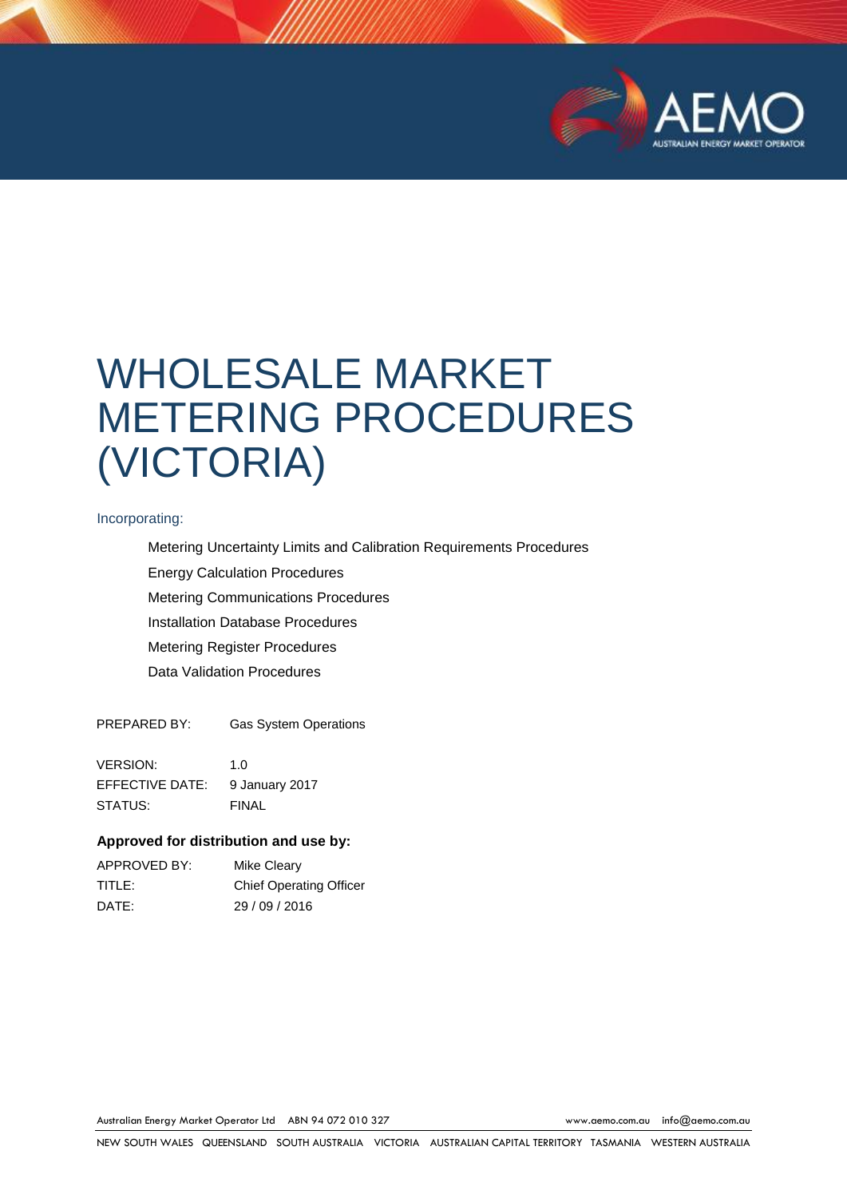# WHOLESALE MARKET METERING PROCEDURES (VICTORIA)

Incorporating:

- Metering Uncertainty Limits and Calibration Requirements Procedures
- Energy Calculation Procedures
- Metering Communications Procedures
- Installation Database Procedures
- Metering Register Procedures
- Data Validation Procedures

PREPARED BY: Gas System Operations

VERSION: 1.0
EFFECTIVE DATE: 9 January 2017
STATUS: FINAL

**Approved for distribution and use by:**

APPROVED BY: Mike Cleary
TITLE: Chief Operating Officer
DATE: 29 / 09 / 2016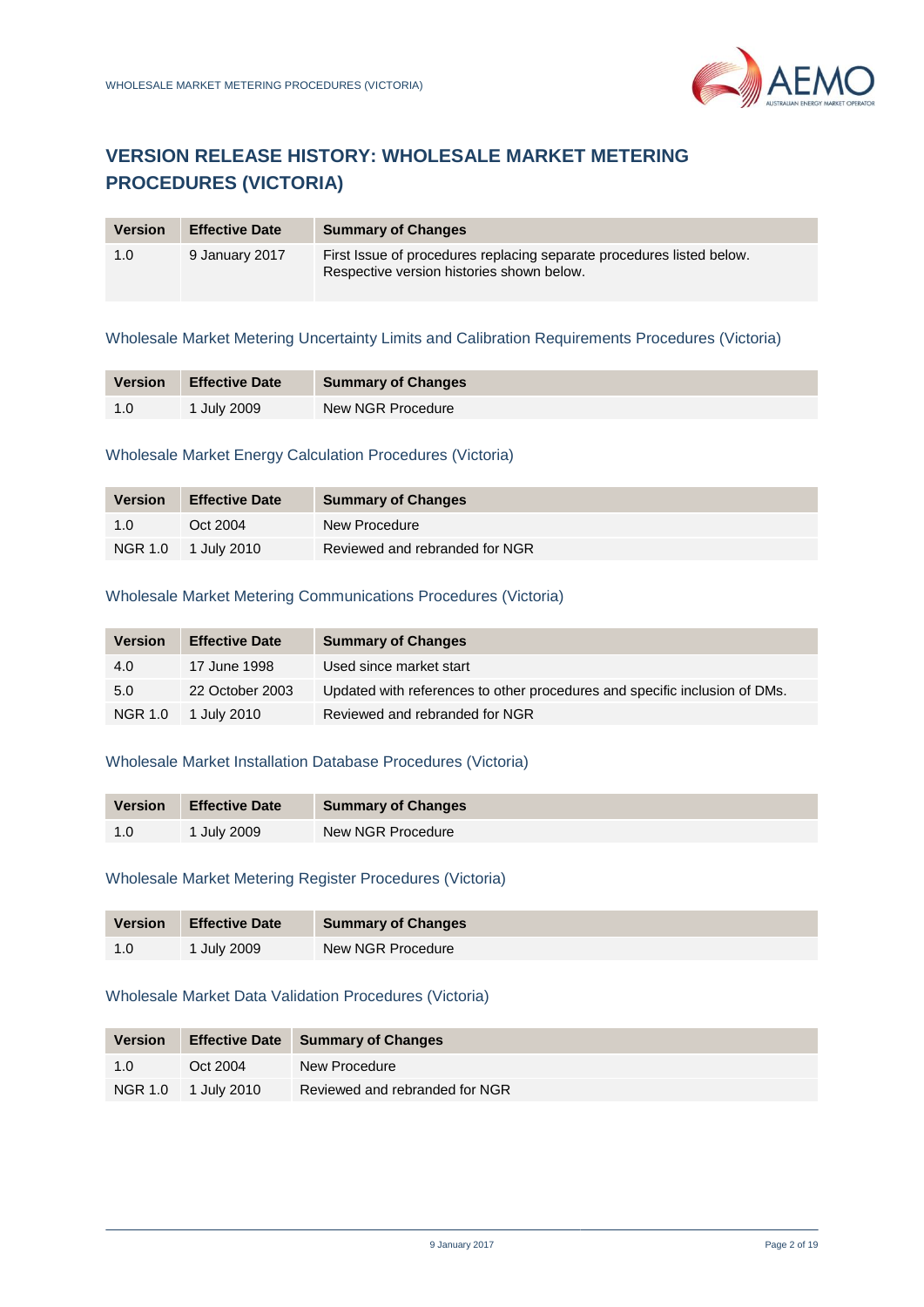## VERSION RELEASE HISTORY: WHOLESALE MARKET METERING PROCEDURES (VICTORIA)

| Version | Effective Date | Summary of Changes |
|---|---|---|
| 1.0 | 9 January 2017 | First Issue of procedures replacing separate procedures listed below. Respective version histories shown below. |

### Wholesale Market Metering Uncertainty Limits and Calibration Requirements Procedures (Victoria)

| Version | Effective Date | Summary of Changes |
|---|---|---|
| 1.0 | 1 July 2009 | New NGR Procedure |

### Wholesale Market Energy Calculation Procedures (Victoria)

| Version | Effective Date | Summary of Changes |
|---|---|---|
| 1.0 | Oct 2004 | New Procedure |
| NGR 1.0 | 1 July 2010 | Reviewed and rebranded for NGR |

### Wholesale Market Metering Communications Procedures (Victoria)

| Version | Effective Date | Summary of Changes |
|---|---|---|
| 4.0 | 17 June 1998 | Used since market start |
| 5.0 | 22 October 2003 | Updated with references to other procedures and specific inclusion of DMs. |
| NGR 1.0 | 1 July 2010 | Reviewed and rebranded for NGR |

### Wholesale Market Installation Database Procedures (Victoria)

| Version | Effective Date | Summary of Changes |
|---|---|---|
| 1.0 | 1 July 2009 | New NGR Procedure |

### Wholesale Market Metering Register Procedures (Victoria)

| Version | Effective Date | Summary of Changes |
|---|---|---|
| 1.0 | 1 July 2009 | New NGR Procedure |

### Wholesale Market Data Validation Procedures (Victoria)

| Version | Effective Date | Summary of Changes |
|---|---|---|
| 1.0 | Oct 2004 | New Procedure |
| NGR 1.0 | 1 July 2010 | Reviewed and rebranded for NGR |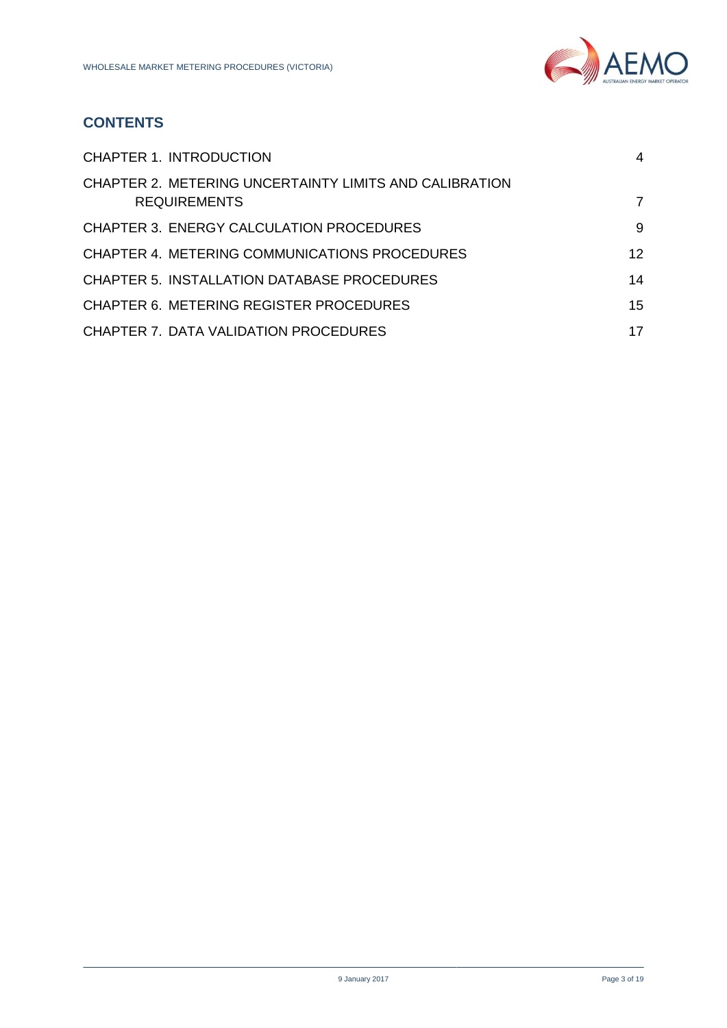## CONTENTS

| | |
|---|---|
| CHAPTER 1. INTRODUCTION | 4 |
| CHAPTER 2. METERING UNCERTAINTY LIMITS AND CALIBRATION REQUIREMENTS | 7 |
| CHAPTER 3. ENERGY CALCULATION PROCEDURES | 9 |
| CHAPTER 4. METERING COMMUNICATIONS PROCEDURES | 12 |
| CHAPTER 5. INSTALLATION DATABASE PROCEDURES | 14 |
| CHAPTER 6. METERING REGISTER PROCEDURES | 15 |
| CHAPTER 7. DATA VALIDATION PROCEDURES | 17 |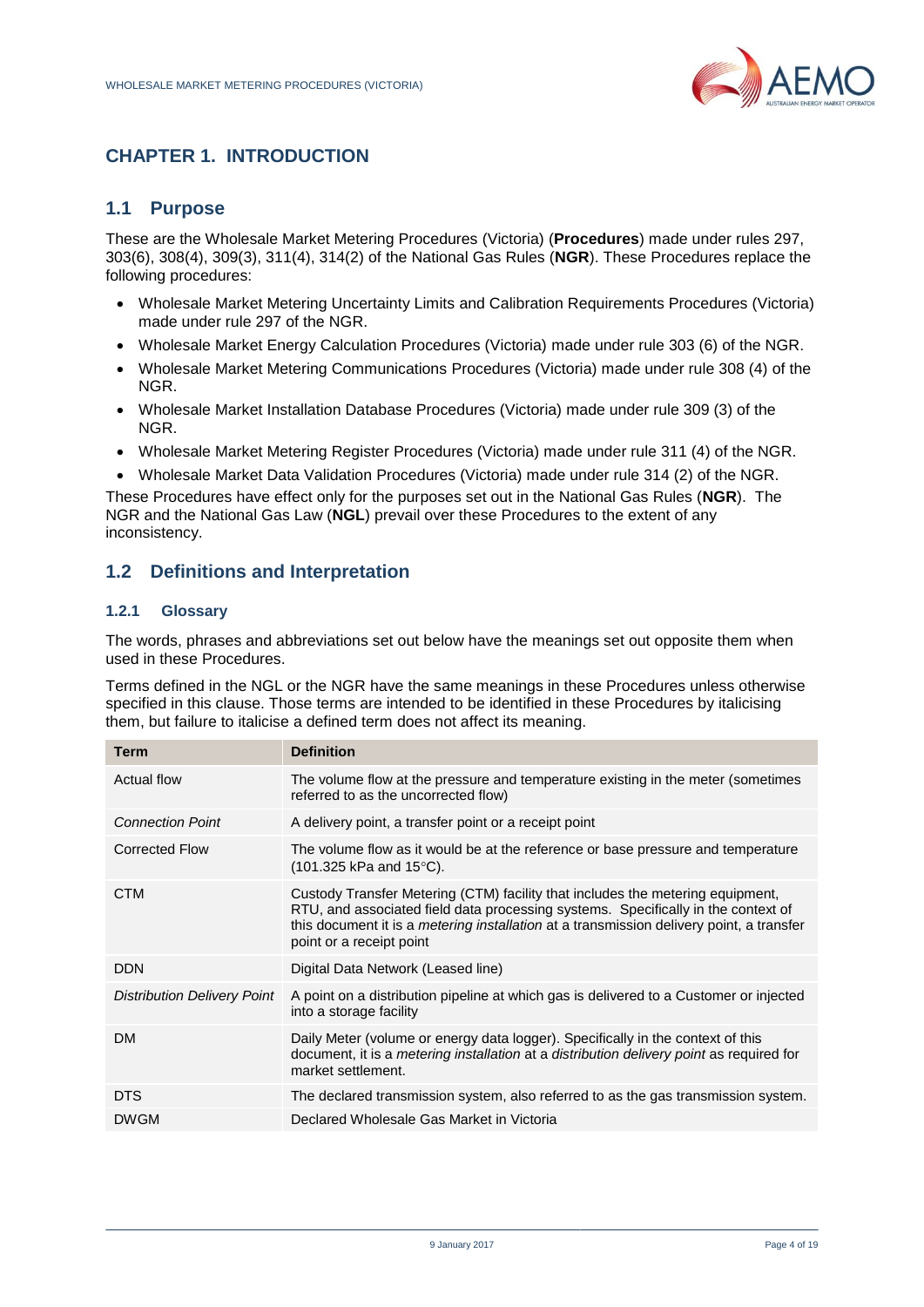# CHAPTER 1. INTRODUCTION

## 1.1 Purpose

These are the Wholesale Market Metering Procedures (Victoria) (**Procedures**) made under rules 297, 303(6), 308(4), 309(3), 311(4), 314(2) of the National Gas Rules (**NGR**). These Procedures replace the following procedures:

- Wholesale Market Metering Uncertainty Limits and Calibration Requirements Procedures (Victoria) made under rule 297 of the NGR.
- Wholesale Market Energy Calculation Procedures (Victoria) made under rule 303 (6) of the NGR.
- Wholesale Market Metering Communications Procedures (Victoria) made under rule 308 (4) of the NGR.
- Wholesale Market Installation Database Procedures (Victoria) made under rule 309 (3) of the NGR.
- Wholesale Market Metering Register Procedures (Victoria) made under rule 311 (4) of the NGR.
- Wholesale Market Data Validation Procedures (Victoria) made under rule 314 (2) of the NGR.

These Procedures have effect only for the purposes set out in the National Gas Rules (**NGR**). The NGR and the National Gas Law (**NGL**) prevail over these Procedures to the extent of any inconsistency.

## 1.2 Definitions and Interpretation

### 1.2.1 Glossary

The words, phrases and abbreviations set out below have the meanings set out opposite them when used in these Procedures.

Terms defined in the NGL or the NGR have the same meanings in these Procedures unless otherwise specified in this clause. Those terms are intended to be identified in these Procedures by italicising them, but failure to italicise a defined term does not affect its meaning.

| Term | Definition |
|---|---|
| Actual flow | The volume flow at the pressure and temperature existing in the meter (sometimes referred to as the uncorrected flow) |
| *Connection Point* | A delivery point, a transfer point or a receipt point |
| Corrected Flow | The volume flow as it would be at the reference or base pressure and temperature (101.325 kPa and 15°C). |
| CTM | Custody Transfer Metering (CTM) facility that includes the metering equipment, RTU, and associated field data processing systems. Specifically in the context of this document it is a *metering installation* at a transmission delivery point, a transfer point or a receipt point |
| DDN | Digital Data Network (Leased line) |
| *Distribution Delivery Point* | A point on a distribution pipeline at which gas is delivered to a Customer or injected into a storage facility |
| DM | Daily Meter (volume or energy data logger). Specifically in the context of this document, it is a *metering installation* at a *distribution delivery point* as required for market settlement. |
| DTS | The declared transmission system, also referred to as the gas transmission system. |
| DWGM | Declared Wholesale Gas Market in Victoria |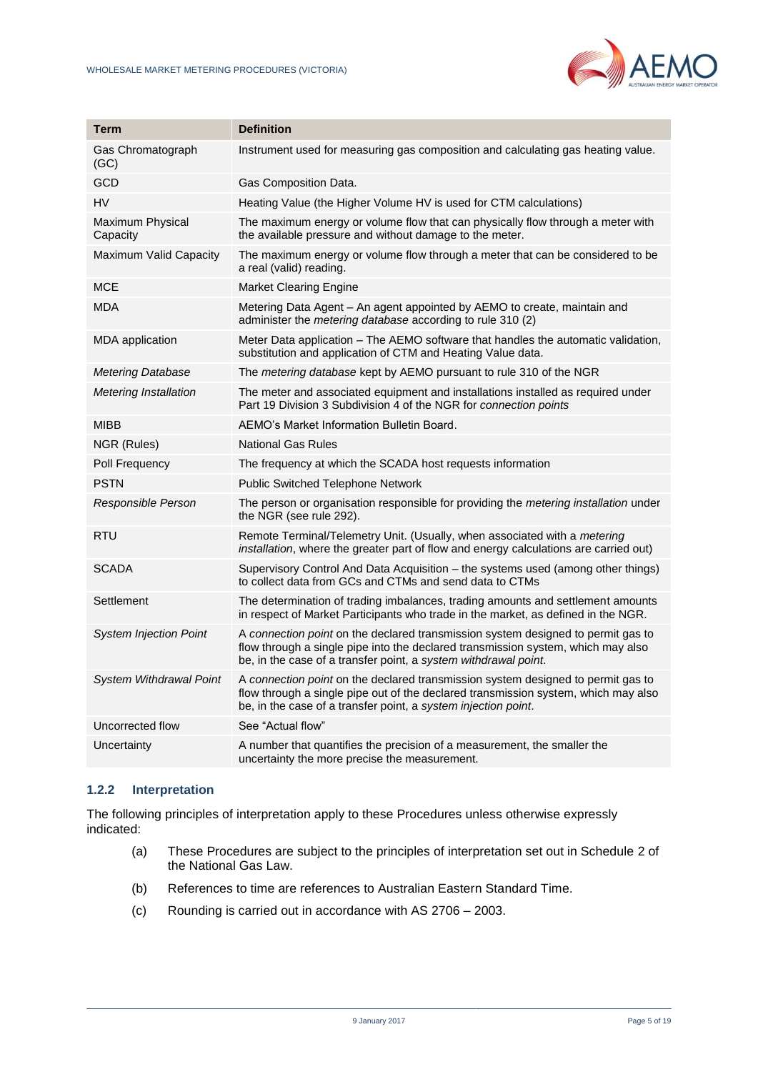| Term | Definition |
| --- | --- |
| Gas Chromatograph (GC) | Instrument used for measuring gas composition and calculating gas heating value. |
| GCD | Gas Composition Data. |
| HV | Heating Value (the Higher Volume HV is used for CTM calculations) |
| Maximum Physical Capacity | The maximum energy or volume flow that can physically flow through a meter with the available pressure and without damage to the meter. |
| Maximum Valid Capacity | The maximum energy or volume flow through a meter that can be considered to be a real (valid) reading. |
| MCE | Market Clearing Engine |
| MDA | Metering Data Agent – An agent appointed by AEMO to create, maintain and administer the *metering database* according to rule 310 (2) |
| MDA application | Meter Data application – The AEMO software that handles the automatic validation, substitution and application of CTM and Heating Value data. |
| *Metering Database* | The *metering database* kept by AEMO pursuant to rule 310 of the NGR |
| *Metering Installation* | The meter and associated equipment and installations installed as required under Part 19 Division 3 Subdivision 4 of the NGR for *connection points* |
| MIBB | AEMO's Market Information Bulletin Board. |
| NGR (Rules) | National Gas Rules |
| Poll Frequency | The frequency at which the SCADA host requests information |
| PSTN | Public Switched Telephone Network |
| *Responsible Person* | The person or organisation responsible for providing the *metering installation* under the NGR (see rule 292). |
| RTU | Remote Terminal/Telemetry Unit. (Usually, when associated with a *metering installation*, where the greater part of flow and energy calculations are carried out) |
| SCADA | Supervisory Control And Data Acquisition – the systems used (among other things) to collect data from GCs and CTMs and send data to CTMs |
| Settlement | The determination of trading imbalances, trading amounts and settlement amounts in respect of Market Participants who trade in the market, as defined in the NGR. |
| *System Injection Point* | A *connection point* on the declared transmission system designed to permit gas to flow through a single pipe into the declared transmission system, which may also be, in the case of a transfer point, a *system withdrawal point*. |
| *System Withdrawal Point* | A *connection point* on the declared transmission system designed to permit gas to flow through a single pipe out of the declared transmission system, which may also be, in the case of a transfer point, a *system injection point*. |
| Uncorrected flow | See "Actual flow" |
| Uncertainty | A number that quantifies the precision of a measurement, the smaller the uncertainty the more precise the measurement. |

### 1.2.2 Interpretation

The following principles of interpretation apply to these Procedures unless otherwise expressly indicated:

(a) These Procedures are subject to the principles of interpretation set out in Schedule 2 of the National Gas Law.

(b) References to time are references to Australian Eastern Standard Time.

(c) Rounding is carried out in accordance with AS 2706 – 2003.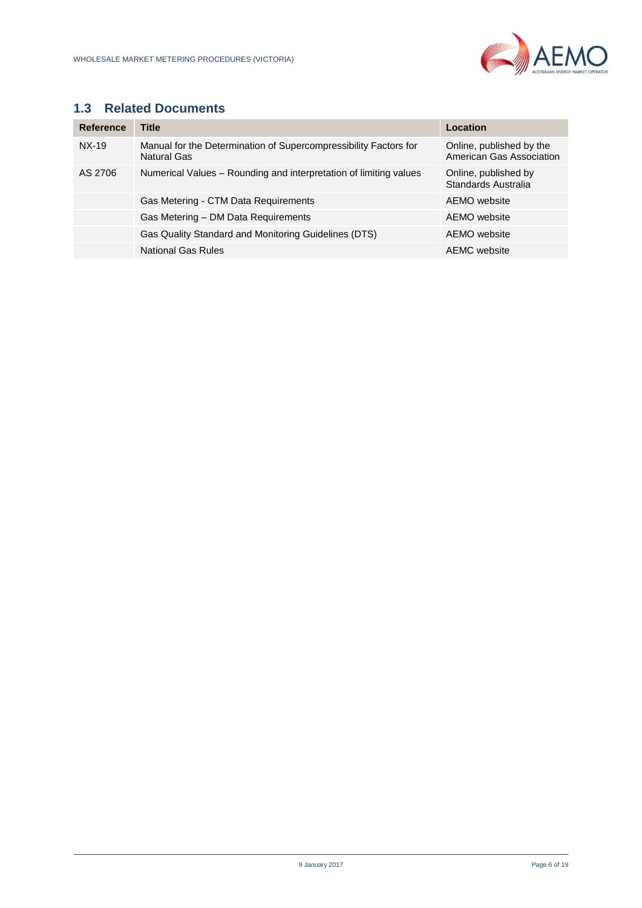## 1.3 Related Documents

| Reference | Title | Location |
|---|---|---|
| NX-19 | Manual for the Determination of Supercompressibility Factors for Natural Gas | Online, published by the American Gas Association |
| AS 2706 | Numerical Values – Rounding and interpretation of limiting values | Online, published by Standards Australia |
| | Gas Metering - CTM Data Requirements | AEMO website |
| | Gas Metering – DM Data Requirements | AEMO website |
| | Gas Quality Standard and Monitoring Guidelines (DTS) | AEMO website |
| | National Gas Rules | AEMC website |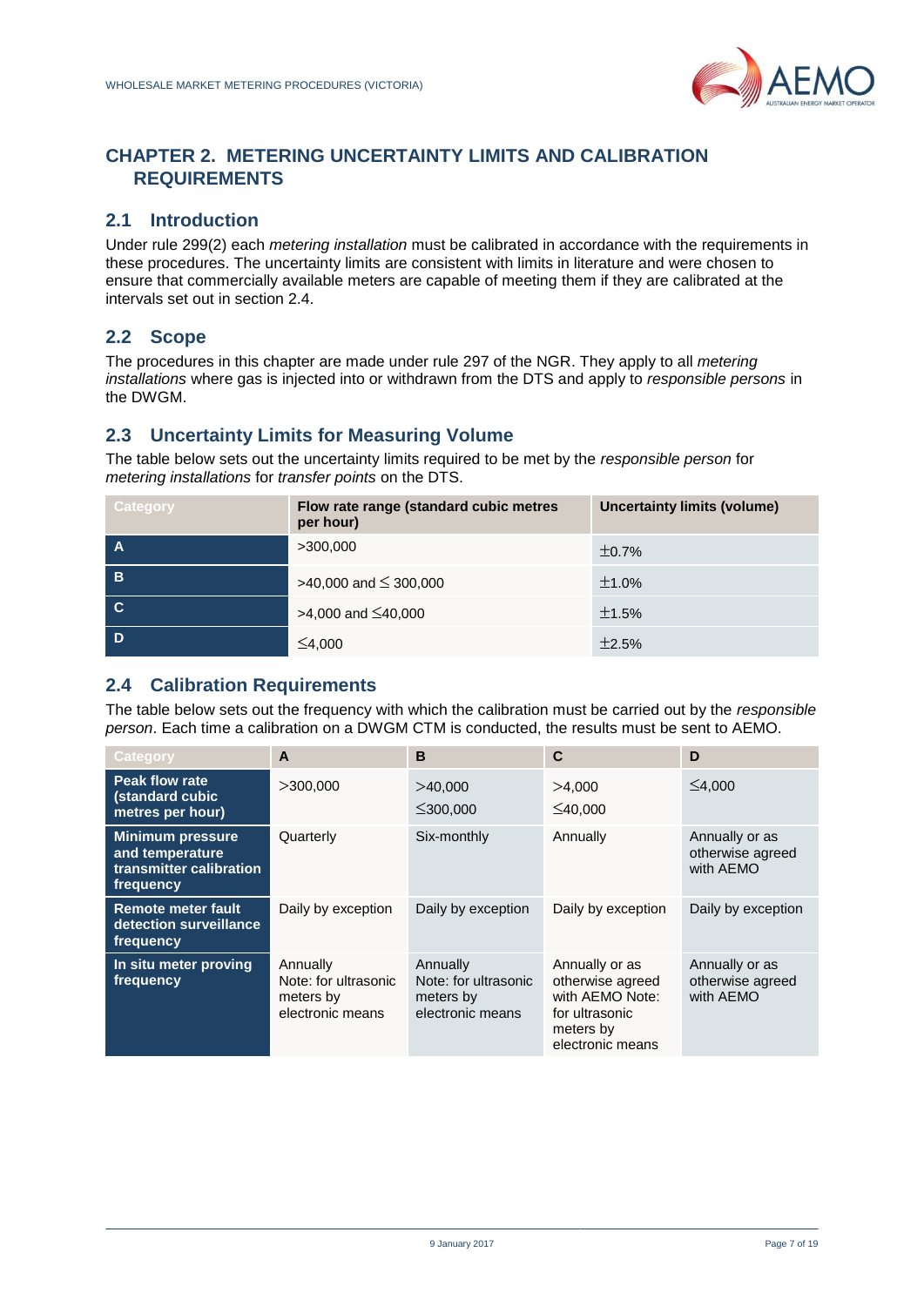# CHAPTER 2. METERING UNCERTAINTY LIMITS AND CALIBRATION REQUIREMENTS

## 2.1 Introduction

Under rule 299(2) each *metering installation* must be calibrated in accordance with the requirements in these procedures. The uncertainty limits are consistent with limits in literature and were chosen to ensure that commercially available meters are capable of meeting them if they are calibrated at the intervals set out in section 2.4.

## 2.2 Scope

The procedures in this chapter are made under rule 297 of the NGR. They apply to all *metering installations* where gas is injected into or withdrawn from the DTS and apply to *responsible persons* in the DWGM.

## 2.3 Uncertainty Limits for Measuring Volume

The table below sets out the uncertainty limits required to be met by the *responsible person* for *metering installations* for *transfer points* on the DTS.

| Category | Flow rate range (standard cubic metres per hour) | Uncertainty limits (volume) |
|---|---|---|
| A | >300,000 | ±0.7% |
| B | >40,000 and ≤ 300,000 | ±1.0% |
| C | >4,000 and ≤40,000 | ±1.5% |
| D | ≤4,000 | ±2.5% |

## 2.4 Calibration Requirements

The table below sets out the frequency with which the calibration must be carried out by the *responsible person*. Each time a calibration on a DWGM CTM is conducted, the results must be sent to AEMO.

| Category | A | B | C | D |
|---|---|---|---|---|
| Peak flow rate (standard cubic metres per hour) | >300,000 | >40,000 ≤300,000 | >4,000 ≤40,000 | ≤4,000 |
| Minimum pressure and temperature transmitter calibration frequency | Quarterly | Six-monthly | Annually | Annually or as otherwise agreed with AEMO |
| Remote meter fault detection surveillance frequency | Daily by exception | Daily by exception | Daily by exception | Daily by exception |
| In situ meter proving frequency | Annually Note: for ultrasonic meters by electronic means | Annually Note: for ultrasonic meters by electronic means | Annually or as otherwise agreed with AEMO Note: for ultrasonic meters by electronic means | Annually or as otherwise agreed with AEMO |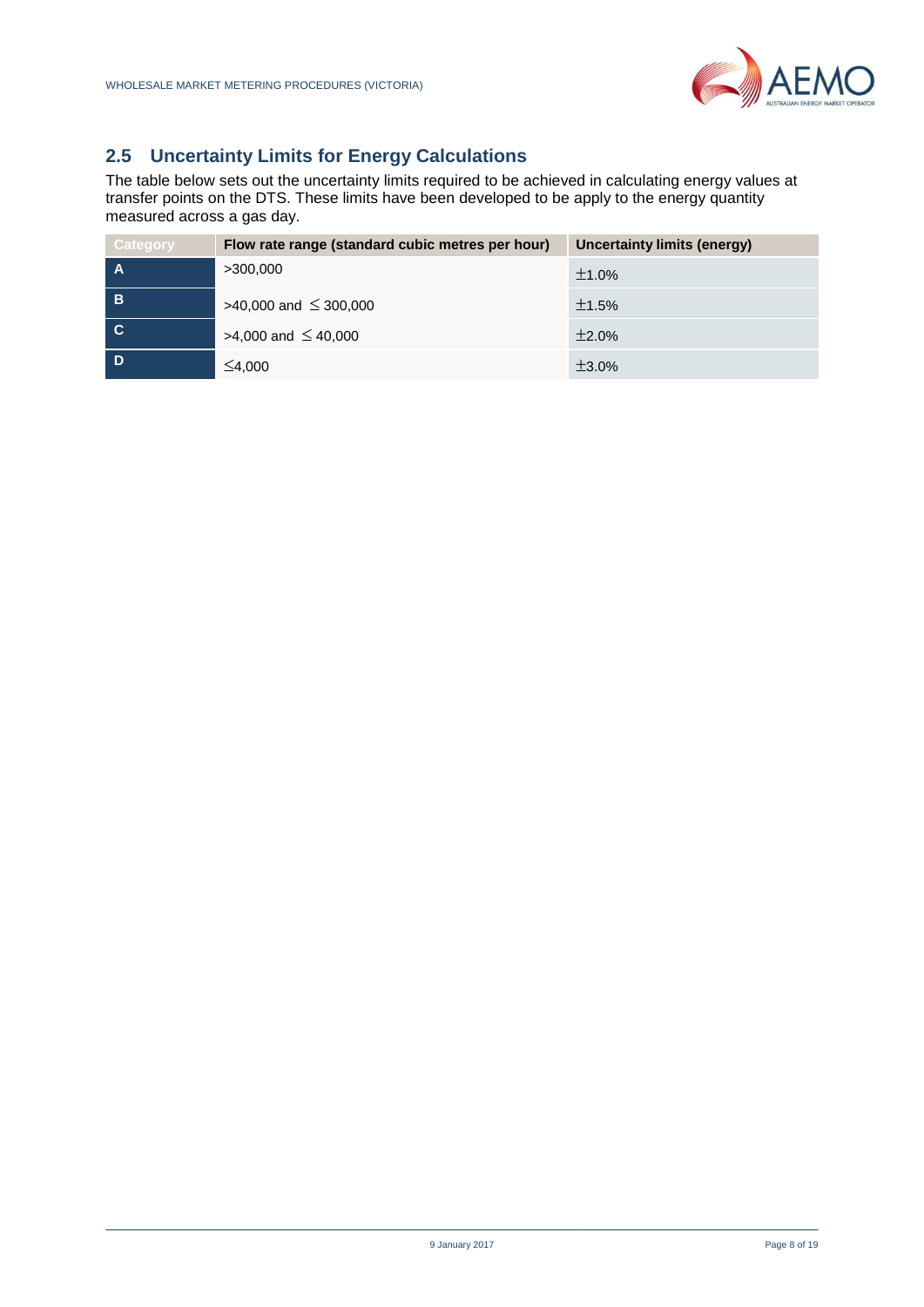## 2.5 Uncertainty Limits for Energy Calculations

The table below sets out the uncertainty limits required to be achieved in calculating energy values at transfer points on the DTS. These limits have been developed to be apply to the energy quantity measured across a gas day.

| Category | Flow rate range (standard cubic metres per hour) | Uncertainty limits (energy) |
|---|---|---|
| A | >300,000 | ±1.0% |
| B | >40,000 and ≤ 300,000 | ±1.5% |
| C | >4,000 and ≤ 40,000 | ±2.0% |
| D | ≤4,000 | ±3.0% |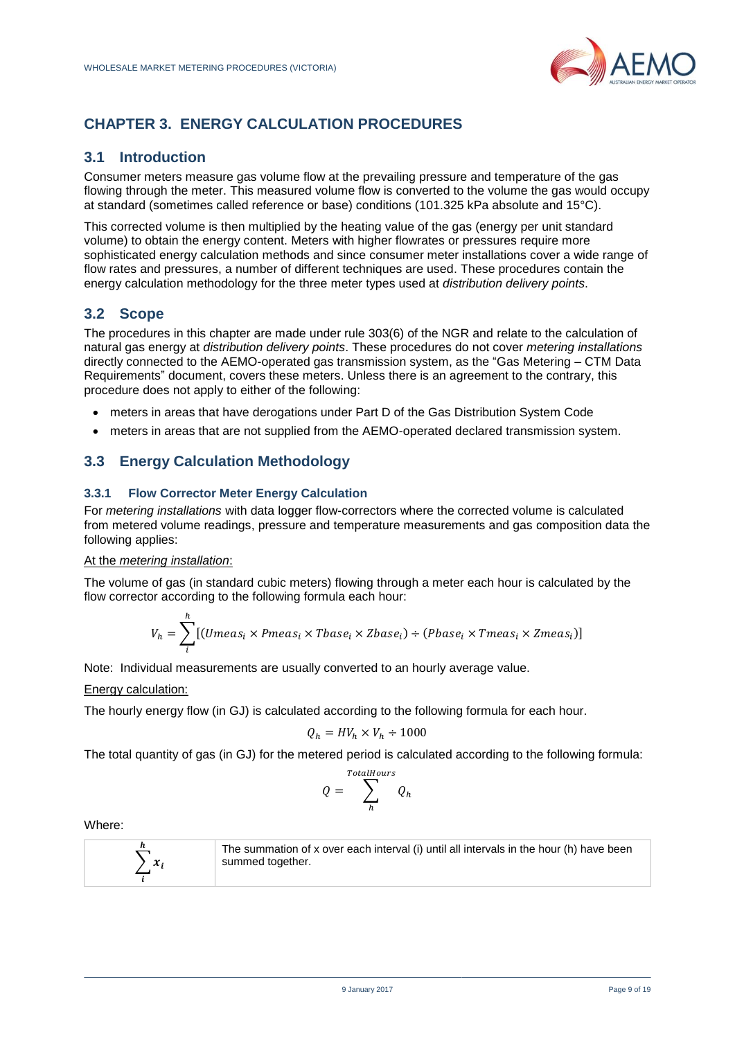# CHAPTER 3. ENERGY CALCULATION PROCEDURES

## 3.1 Introduction

Consumer meters measure gas volume flow at the prevailing pressure and temperature of the gas flowing through the meter. This measured volume flow is converted to the volume the gas would occupy at standard (sometimes called reference or base) conditions (101.325 kPa absolute and 15°C).

This corrected volume is then multiplied by the heating value of the gas (energy per unit standard volume) to obtain the energy content. Meters with higher flowrates or pressures require more sophisticated energy calculation methods and since consumer meter installations cover a wide range of flow rates and pressures, a number of different techniques are used. These procedures contain the energy calculation methodology for the three meter types used at *distribution delivery points*.

## 3.2 Scope

The procedures in this chapter are made under rule 303(6) of the NGR and relate to the calculation of natural gas energy at *distribution delivery points*. These procedures do not cover *metering installations* directly connected to the AEMO-operated gas transmission system, as the "Gas Metering – CTM Data Requirements" document, covers these meters. Unless there is an agreement to the contrary, this procedure does not apply to either of the following:

- meters in areas that have derogations under Part D of the Gas Distribution System Code
- meters in areas that are not supplied from the AEMO-operated declared transmission system.

## 3.3 Energy Calculation Methodology

### 3.3.1 Flow Corrector Meter Energy Calculation

For *metering installations* with data logger flow-correctors where the corrected volume is calculated from metered volume readings, pressure and temperature measurements and gas composition data the following applies:

<u>At the *metering installation*:</u>

The volume of gas (in standard cubic meters) flowing through a meter each hour is calculated by the flow corrector according to the following formula each hour:

$$V_h = \sum_{i}^{h} [(Umeas_i \times Pmeas_i \times Tbase_i \times Zbase_i) \div (Pbase_i \times Tmeas_i \times Zmeas_i)]$$

Note: Individual measurements are usually converted to an hourly average value.

<u>Energy calculation:</u>

The hourly energy flow (in GJ) is calculated according to the following formula for each hour.

$$Q_h = HV_h \times V_h \div 1000$$

The total quantity of gas (in GJ) for the metered period is calculated according to the following formula:

$$Q = \sum_{h}^{TotalHours} Q_h$$

Where:

| $\sum_{i}^{h} x_i$ | The summation of x over each interval (i) until all intervals in the hour (h) have been summed together. |
|---|---|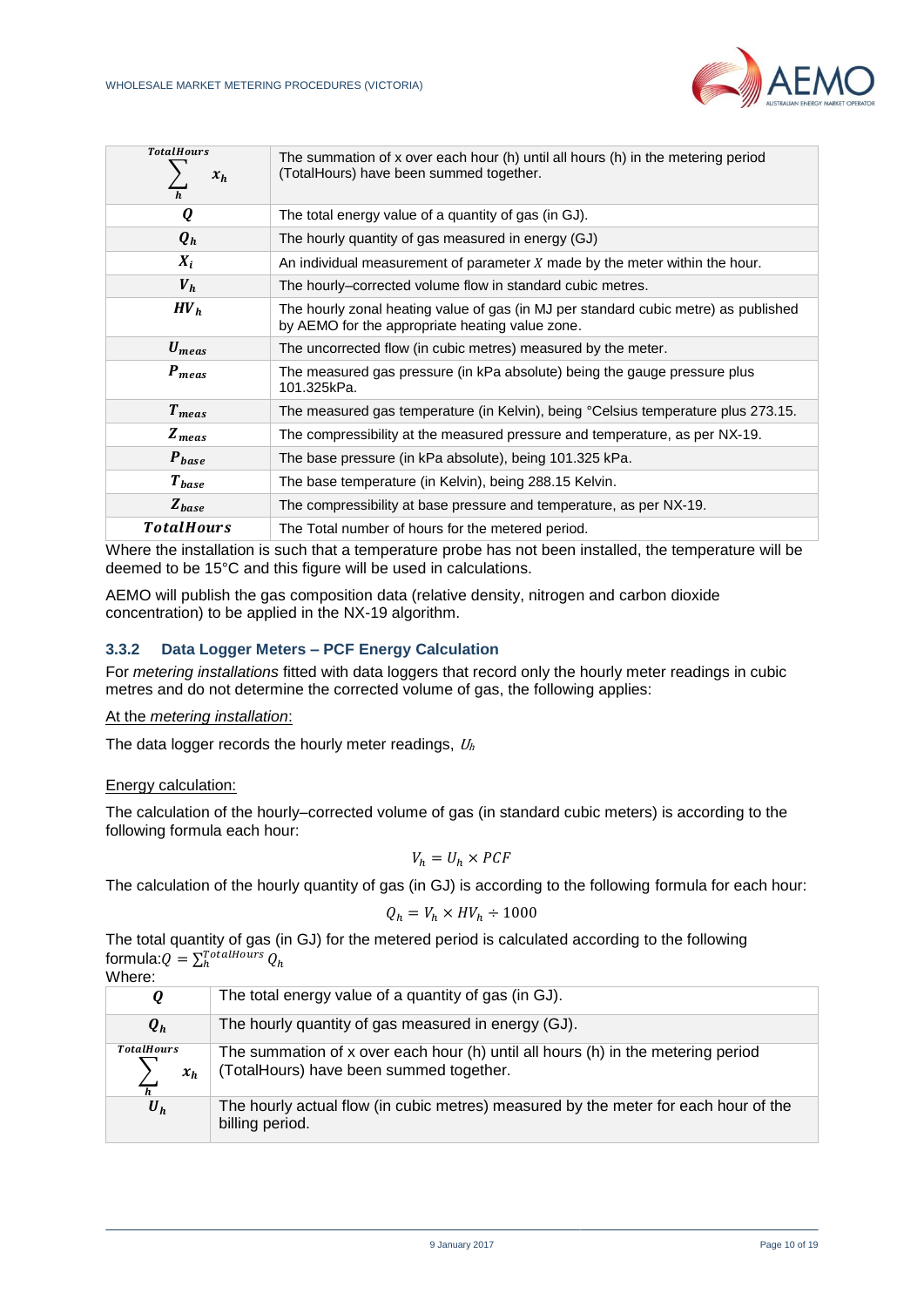| | |
|---|---|
| $\sum_{h}^{TotalHours} x_h$ | The summation of x over each hour (h) until all hours (h) in the metering period (TotalHours) have been summed together. |
| $Q$ | The total energy value of a quantity of gas (in GJ). |
| $Q_h$ | The hourly quantity of gas measured in energy (GJ) |
| $X_i$ | An individual measurement of parameter $X$ made by the meter within the hour. |
| $V_h$ | The hourly–corrected volume flow in standard cubic metres. |
| $HV_h$ | The hourly zonal heating value of gas (in MJ per standard cubic metre) as published by AEMO for the appropriate heating value zone. |
| $U_{meas}$ | The uncorrected flow (in cubic metres) measured by the meter. |
| $P_{meas}$ | The measured gas pressure (in kPa absolute) being the gauge pressure plus 101.325kPa. |
| $T_{meas}$ | The measured gas temperature (in Kelvin), being °Celsius temperature plus 273.15. |
| $Z_{meas}$ | The compressibility at the measured pressure and temperature, as per NX-19. |
| $P_{base}$ | The base pressure (in kPa absolute), being 101.325 kPa. |
| $T_{base}$ | The base temperature (in Kelvin), being 288.15 Kelvin. |
| $Z_{base}$ | The compressibility at base pressure and temperature, as per NX-19. |
| $TotalHours$ | The Total number of hours for the metered period. |

Where the installation is such that a temperature probe has not been installed, the temperature will be deemed to be 15°C and this figure will be used in calculations.

AEMO will publish the gas composition data (relative density, nitrogen and carbon dioxide concentration) to be applied in the NX-19 algorithm.

### 3.3.2 Data Logger Meters – PCF Energy Calculation

For *metering installations* fitted with data loggers that record only the hourly meter readings in cubic metres and do not determine the corrected volume of gas, the following applies:

At the *metering installation*:

The data logger records the hourly meter readings, $U_h$

Energy calculation:

The calculation of the hourly–corrected volume of gas (in standard cubic meters) is according to the following formula each hour:

$$V_h = U_h \times PCF$$

The calculation of the hourly quantity of gas (in GJ) is according to the following formula for each hour:

$$Q_h = V_h \times HV_h \div 1000$$

The total quantity of gas (in GJ) for the metered period is calculated according to the following formula: $Q = \sum_{h}^{TotalHours} Q_h$

Where:

| | |
|---|---|
| $Q$ | The total energy value of a quantity of gas (in GJ). |
| $Q_h$ | The hourly quantity of gas measured in energy (GJ). |
| $\sum_{h}^{TotalHours} x_h$ | The summation of x over each hour (h) until all hours (h) in the metering period (TotalHours) have been summed together. |
| $U_h$ | The hourly actual flow (in cubic metres) measured by the meter for each hour of the billing period. |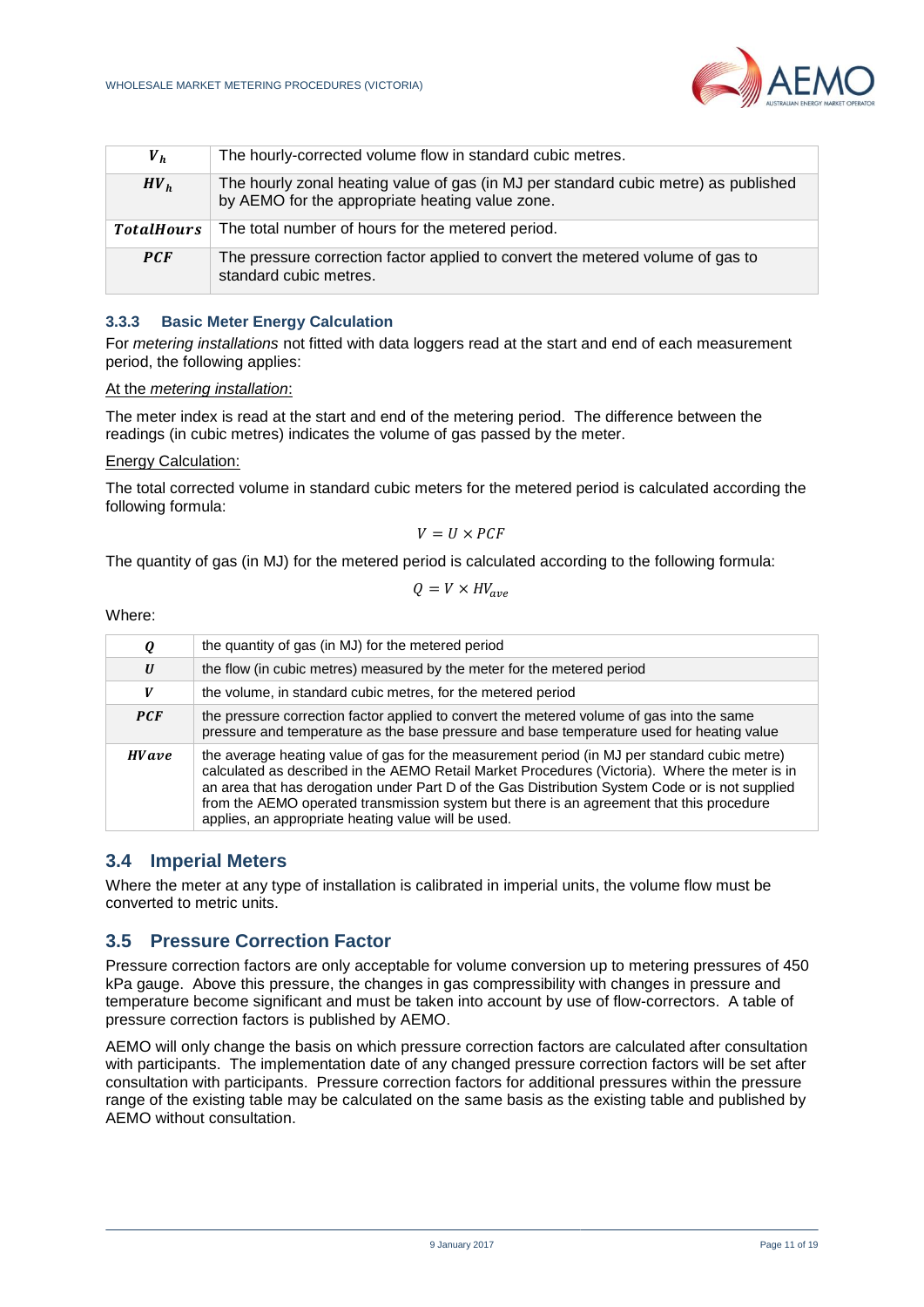| | |
|---|---|
| $V_h$ | The hourly-corrected volume flow in standard cubic metres. |
| $HV_h$ | The hourly zonal heating value of gas (in MJ per standard cubic metre) as published by AEMO for the appropriate heating value zone. |
| $TotalHours$ | The total number of hours for the metered period. |
| $PCF$ | The pressure correction factor applied to convert the metered volume of gas to standard cubic metres. |

### 3.3.3 Basic Meter Energy Calculation

For *metering installations* not fitted with data loggers read at the start and end of each measurement period, the following applies:

At the *metering installation*:

The meter index is read at the start and end of the metering period. The difference between the readings (in cubic metres) indicates the volume of gas passed by the meter.

Energy Calculation:

The total corrected volume in standard cubic meters for the metered period is calculated according the following formula:

$$V = U \times PCF$$

The quantity of gas (in MJ) for the metered period is calculated according to the following formula:

$$Q = V \times HV_{ave}$$

Where:

| | |
|---|---|
| $Q$ | the quantity of gas (in MJ) for the metered period |
| $U$ | the flow (in cubic metres) measured by the meter for the metered period |
| $V$ | the volume, in standard cubic metres, for the metered period |
| $PCF$ | the pressure correction factor applied to convert the metered volume of gas into the same pressure and temperature as the base pressure and base temperature used for heating value |
| $HVave$ | the average heating value of gas for the measurement period (in MJ per standard cubic metre) calculated as described in the AEMO Retail Market Procedures (Victoria). Where the meter is in an area that has derogation under Part D of the Gas Distribution System Code or is not supplied from the AEMO operated transmission system but there is an agreement that this procedure applies, an appropriate heating value will be used. |

## 3.4 Imperial Meters

Where the meter at any type of installation is calibrated in imperial units, the volume flow must be converted to metric units.

## 3.5 Pressure Correction Factor

Pressure correction factors are only acceptable for volume conversion up to metering pressures of 450 kPa gauge. Above this pressure, the changes in gas compressibility with changes in pressure and temperature become significant and must be taken into account by use of flow-correctors. A table of pressure correction factors is published by AEMO.

AEMO will only change the basis on which pressure correction factors are calculated after consultation with participants. The implementation date of any changed pressure correction factors will be set after consultation with participants. Pressure correction factors for additional pressures within the pressure range of the existing table may be calculated on the same basis as the existing table and published by AEMO without consultation.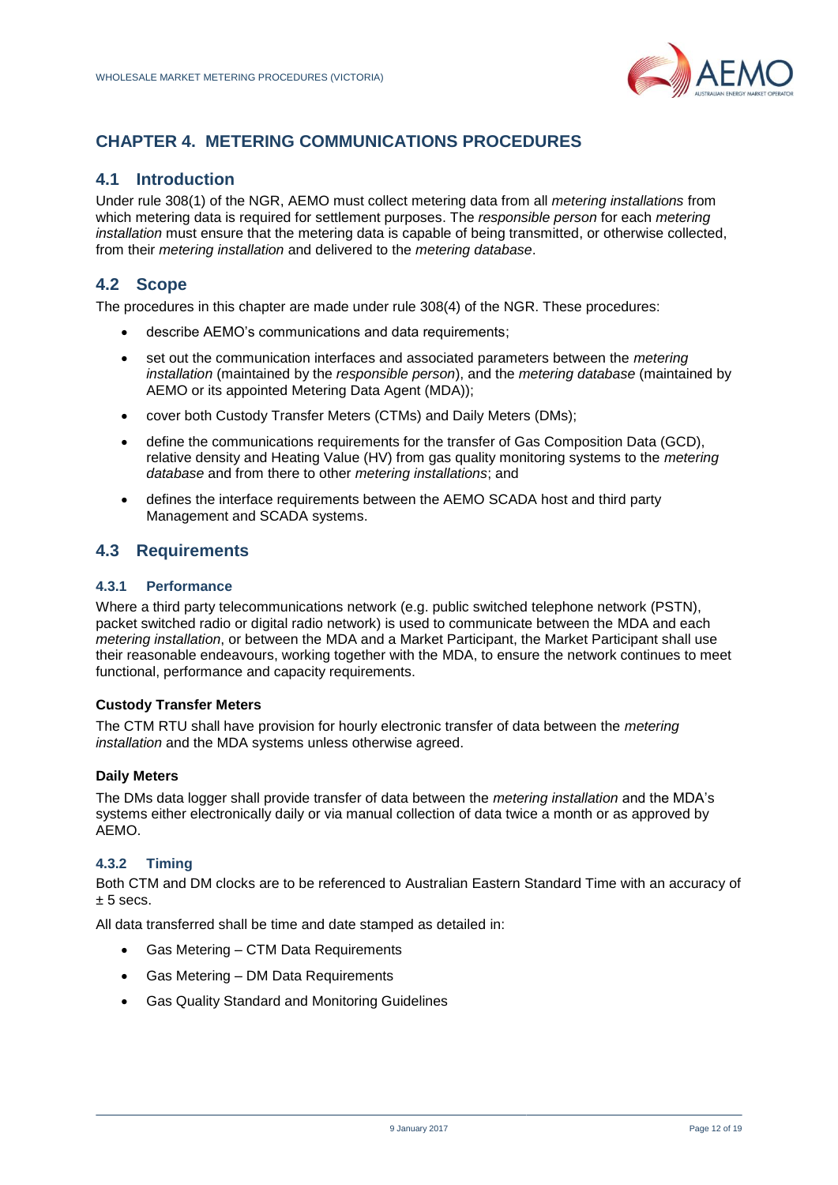# CHAPTER 4. METERING COMMUNICATIONS PROCEDURES

## 4.1 Introduction

Under rule 308(1) of the NGR, AEMO must collect metering data from all *metering installations* from which metering data is required for settlement purposes. The *responsible person* for each *metering installation* must ensure that the metering data is capable of being transmitted, or otherwise collected, from their *metering installation* and delivered to the *metering database*.

## 4.2 Scope

The procedures in this chapter are made under rule 308(4) of the NGR. These procedures:

- describe AEMO's communications and data requirements;
- set out the communication interfaces and associated parameters between the *metering installation* (maintained by the *responsible person*), and the *metering database* (maintained by AEMO or its appointed Metering Data Agent (MDA));
- cover both Custody Transfer Meters (CTMs) and Daily Meters (DMs);
- define the communications requirements for the transfer of Gas Composition Data (GCD), relative density and Heating Value (HV) from gas quality monitoring systems to the *metering database* and from there to other *metering installations*; and
- defines the interface requirements between the AEMO SCADA host and third party Management and SCADA systems.

## 4.3 Requirements

### 4.3.1 Performance

Where a third party telecommunications network (e.g. public switched telephone network (PSTN), packet switched radio or digital radio network) is used to communicate between the MDA and each *metering installation*, or between the MDA and a Market Participant, the Market Participant shall use their reasonable endeavours, working together with the MDA, to ensure the network continues to meet functional, performance and capacity requirements.

**Custody Transfer Meters**

The CTM RTU shall have provision for hourly electronic transfer of data between the *metering installation* and the MDA systems unless otherwise agreed.

**Daily Meters**

The DMs data logger shall provide transfer of data between the *metering installation* and the MDA's systems either electronically daily or via manual collection of data twice a month or as approved by AEMO.

### 4.3.2 Timing

Both CTM and DM clocks are to be referenced to Australian Eastern Standard Time with an accuracy of ± 5 secs.

All data transferred shall be time and date stamped as detailed in:

- Gas Metering – CTM Data Requirements
- Gas Metering – DM Data Requirements
- Gas Quality Standard and Monitoring Guidelines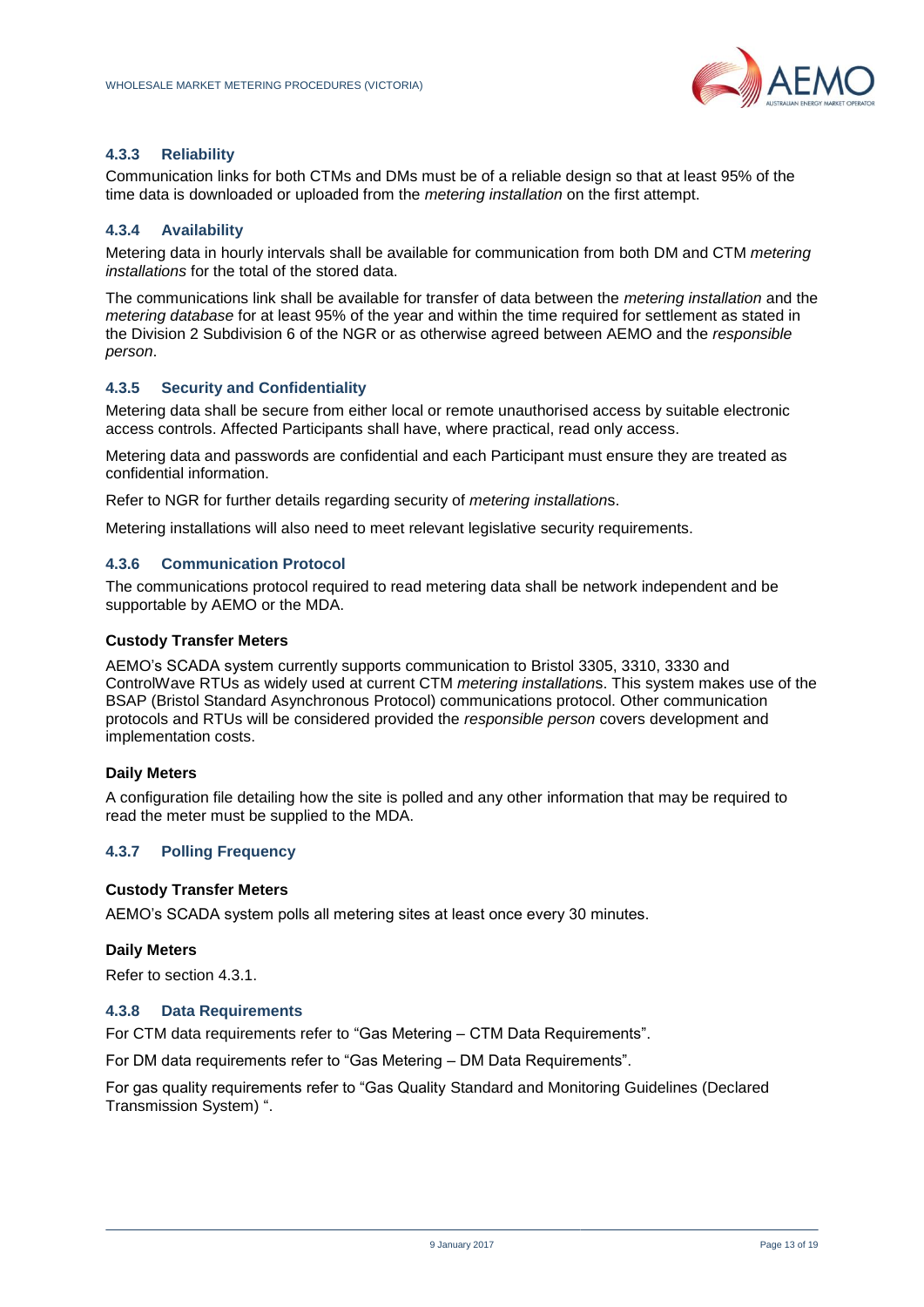### 4.3.3 Reliability

Communication links for both CTMs and DMs must be of a reliable design so that at least 95% of the time data is downloaded or uploaded from the *metering installation* on the first attempt.

### 4.3.4 Availability

Metering data in hourly intervals shall be available for communication from both DM and CTM *metering installations* for the total of the stored data.

The communications link shall be available for transfer of data between the *metering installation* and the *metering database* for at least 95% of the year and within the time required for settlement as stated in the Division 2 Subdivision 6 of the NGR or as otherwise agreed between AEMO and the *responsible person*.

### 4.3.5 Security and Confidentiality

Metering data shall be secure from either local or remote unauthorised access by suitable electronic access controls. Affected Participants shall have, where practical, read only access.

Metering data and passwords are confidential and each Participant must ensure they are treated as confidential information.

Refer to NGR for further details regarding security of *metering installation*s.

Metering installations will also need to meet relevant legislative security requirements.

### 4.3.6 Communication Protocol

The communications protocol required to read metering data shall be network independent and be supportable by AEMO or the MDA.

**Custody Transfer Meters**

AEMO's SCADA system currently supports communication to Bristol 3305, 3310, 3330 and ControlWave RTUs as widely used at current CTM *metering installation*s. This system makes use of the BSAP (Bristol Standard Asynchronous Protocol) communications protocol. Other communication protocols and RTUs will be considered provided the *responsible person* covers development and implementation costs.

**Daily Meters**

A configuration file detailing how the site is polled and any other information that may be required to read the meter must be supplied to the MDA.

### 4.3.7 Polling Frequency

**Custody Transfer Meters**

AEMO's SCADA system polls all metering sites at least once every 30 minutes.

**Daily Meters**

Refer to section 4.3.1.

### 4.3.8 Data Requirements

For CTM data requirements refer to "Gas Metering – CTM Data Requirements".

For DM data requirements refer to "Gas Metering – DM Data Requirements".

For gas quality requirements refer to "Gas Quality Standard and Monitoring Guidelines (Declared Transmission System) ".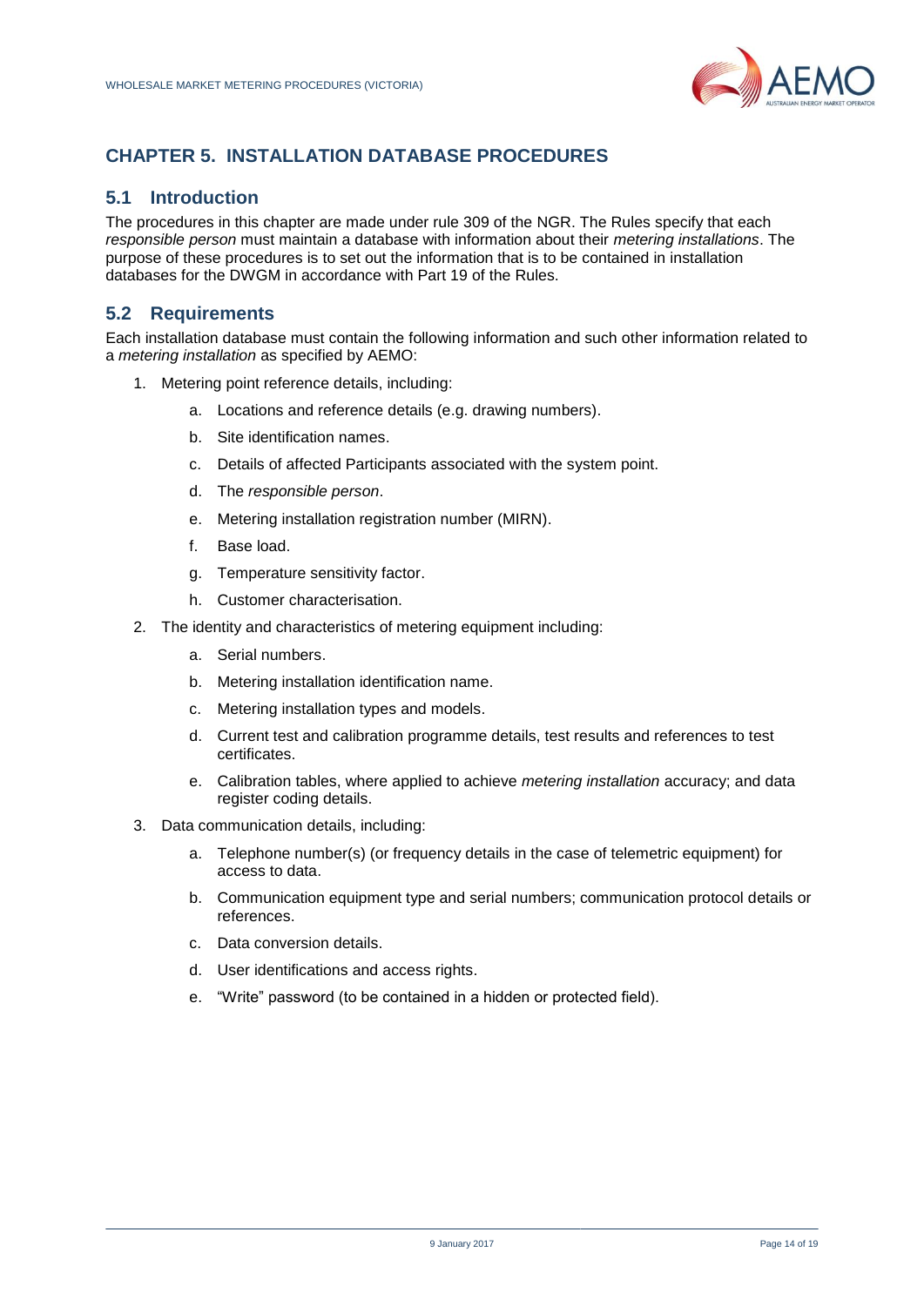# CHAPTER 5. INSTALLATION DATABASE PROCEDURES

## 5.1 Introduction

The procedures in this chapter are made under rule 309 of the NGR. The Rules specify that each *responsible person* must maintain a database with information about their *metering installations*. The purpose of these procedures is to set out the information that is to be contained in installation databases for the DWGM in accordance with Part 19 of the Rules.

## 5.2 Requirements

Each installation database must contain the following information and such other information related to a *metering installation* as specified by AEMO:

1. Metering point reference details, including:
   a. Locations and reference details (e.g. drawing numbers).
   b. Site identification names.
   c. Details of affected Participants associated with the system point.
   d. The *responsible person*.
   e. Metering installation registration number (MIRN).
   f. Base load.
   g. Temperature sensitivity factor.
   h. Customer characterisation.
2. The identity and characteristics of metering equipment including:
   a. Serial numbers.
   b. Metering installation identification name.
   c. Metering installation types and models.
   d. Current test and calibration programme details, test results and references to test certificates.
   e. Calibration tables, where applied to achieve *metering installation* accuracy; and data register coding details.
3. Data communication details, including:
   a. Telephone number(s) (or frequency details in the case of telemetric equipment) for access to data.
   b. Communication equipment type and serial numbers; communication protocol details or references.
   c. Data conversion details.
   d. User identifications and access rights.
   e. "Write" password (to be contained in a hidden or protected field).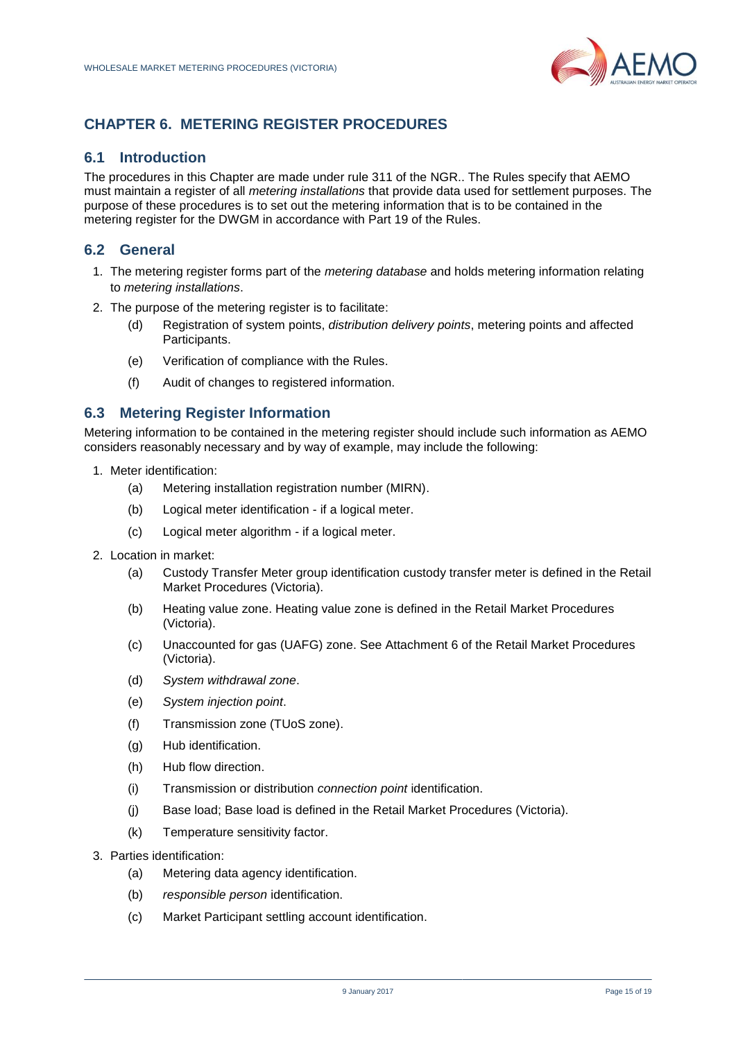# CHAPTER 6. METERING REGISTER PROCEDURES

## 6.1 Introduction

The procedures in this Chapter are made under rule 311 of the NGR.. The Rules specify that AEMO must maintain a register of all *metering installations* that provide data used for settlement purposes. The purpose of these procedures is to set out the metering information that is to be contained in the metering register for the DWGM in accordance with Part 19 of the Rules.

## 6.2 General

1. The metering register forms part of the *metering database* and holds metering information relating to *metering installations*.
2. The purpose of the metering register is to facilitate:
   - (d) Registration of system points, *distribution delivery points*, metering points and affected Participants.
   - (e) Verification of compliance with the Rules.
   - (f) Audit of changes to registered information.

## 6.3 Metering Register Information

Metering information to be contained in the metering register should include such information as AEMO considers reasonably necessary and by way of example, may include the following:

1. Meter identification:
   - (a) Metering installation registration number (MIRN).
   - (b) Logical meter identification - if a logical meter.
   - (c) Logical meter algorithm - if a logical meter.
2. Location in market:
   - (a) Custody Transfer Meter group identification custody transfer meter is defined in the Retail Market Procedures (Victoria).
   - (b) Heating value zone. Heating value zone is defined in the Retail Market Procedures (Victoria).
   - (c) Unaccounted for gas (UAFG) zone. See Attachment 6 of the Retail Market Procedures (Victoria).
   - (d) *System withdrawal zone*.
   - (e) *System injection point*.
   - (f) Transmission zone (TUoS zone).
   - (g) Hub identification.
   - (h) Hub flow direction.
   - (i) Transmission or distribution *connection point* identification.
   - (j) Base load; Base load is defined in the Retail Market Procedures (Victoria).
   - (k) Temperature sensitivity factor.
3. Parties identification:
   - (a) Metering data agency identification.
   - (b) *responsible person* identification.
   - (c) Market Participant settling account identification.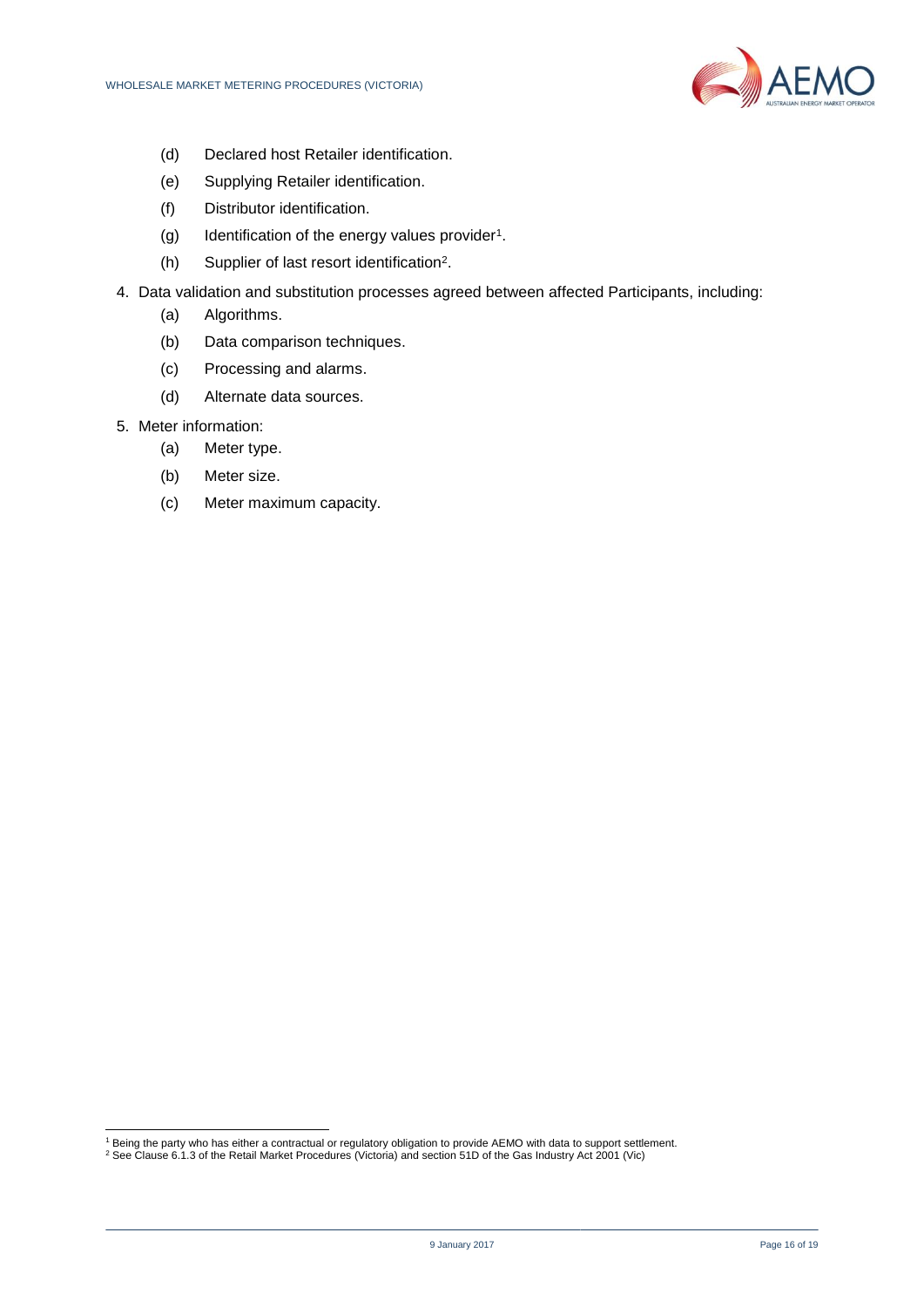(d) Declared host Retailer identification.

(e) Supplying Retailer identification.

(f) Distributor identification.

(g) Identification of the energy values provider[1].

(h) Supplier of last resort identification[2].

4. Data validation and substitution processes agreed between affected Participants, including:

    (a) Algorithms.

    (b) Data comparison techniques.

    (c) Processing and alarms.

    (d) Alternate data sources.

5. Meter information:

    (a) Meter type.

    (b) Meter size.

    (c) Meter maximum capacity.

---

[1] Being the party who has either a contractual or regulatory obligation to provide AEMO with data to support settlement.

[2] See Clause 6.1.3 of the Retail Market Procedures (Victoria) and section 51D of the Gas Industry Act 2001 (Vic)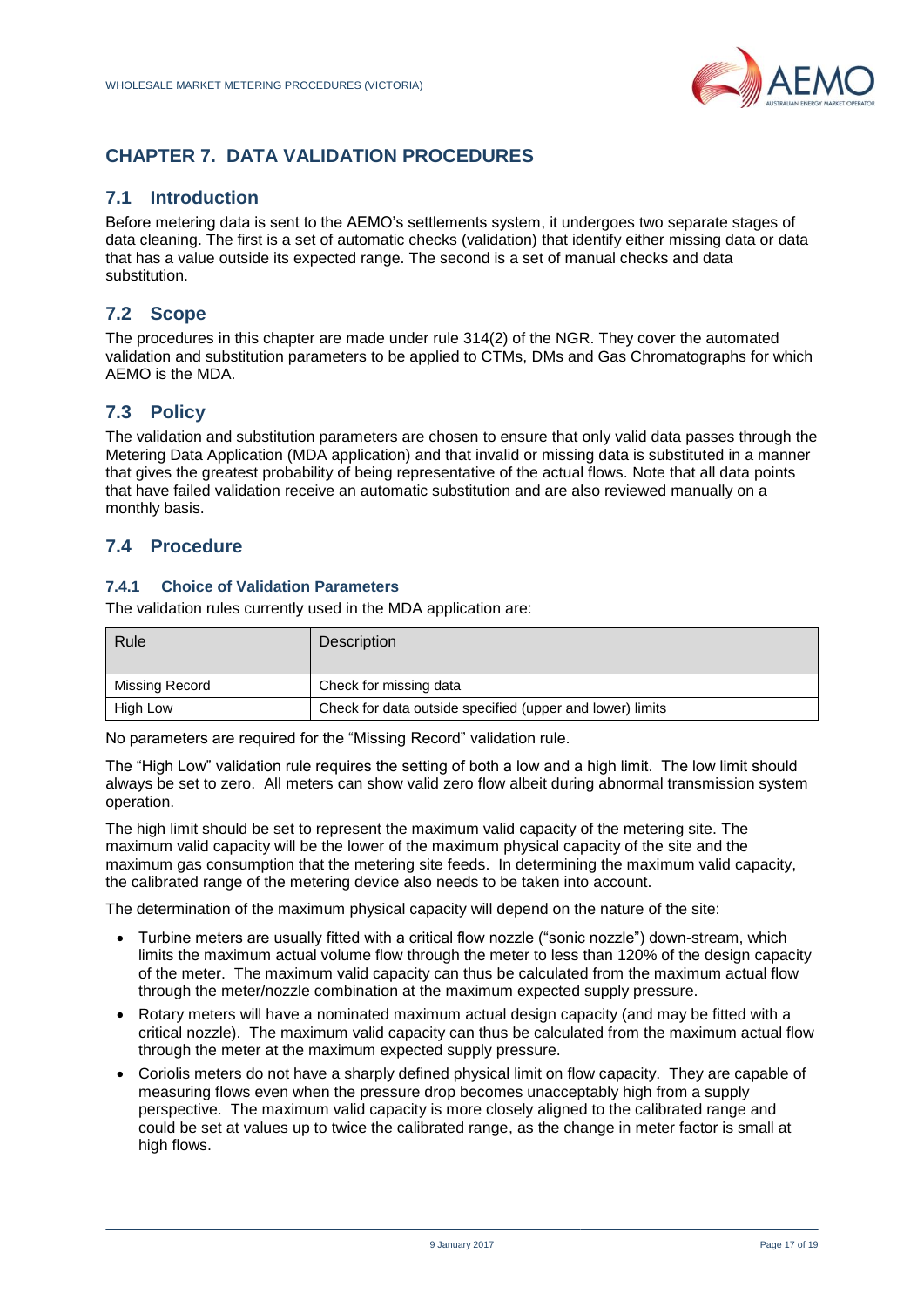# CHAPTER 7. DATA VALIDATION PROCEDURES

## 7.1 Introduction

Before metering data is sent to the AEMO's settlements system, it undergoes two separate stages of data cleaning. The first is a set of automatic checks (validation) that identify either missing data or data that has a value outside its expected range. The second is a set of manual checks and data substitution.

## 7.2 Scope

The procedures in this chapter are made under rule 314(2) of the NGR. They cover the automated validation and substitution parameters to be applied to CTMs, DMs and Gas Chromatographs for which AEMO is the MDA.

## 7.3 Policy

The validation and substitution parameters are chosen to ensure that only valid data passes through the Metering Data Application (MDA application) and that invalid or missing data is substituted in a manner that gives the greatest probability of being representative of the actual flows. Note that all data points that have failed validation receive an automatic substitution and are also reviewed manually on a monthly basis.

## 7.4 Procedure

### 7.4.1 Choice of Validation Parameters

The validation rules currently used in the MDA application are:

| Rule | Description |
|---|---|
| Missing Record | Check for missing data |
| High Low | Check for data outside specified (upper and lower) limits |

No parameters are required for the "Missing Record" validation rule.

The "High Low" validation rule requires the setting of both a low and a high limit. The low limit should always be set to zero. All meters can show valid zero flow albeit during abnormal transmission system operation.

The high limit should be set to represent the maximum valid capacity of the metering site. The maximum valid capacity will be the lower of the maximum physical capacity of the site and the maximum gas consumption that the metering site feeds. In determining the maximum valid capacity, the calibrated range of the metering device also needs to be taken into account.

The determination of the maximum physical capacity will depend on the nature of the site:

- Turbine meters are usually fitted with a critical flow nozzle ("sonic nozzle") down-stream, which limits the maximum actual volume flow through the meter to less than 120% of the design capacity of the meter. The maximum valid capacity can thus be calculated from the maximum actual flow through the meter/nozzle combination at the maximum expected supply pressure.
- Rotary meters will have a nominated maximum actual design capacity (and may be fitted with a critical nozzle). The maximum valid capacity can thus be calculated from the maximum actual flow through the meter at the maximum expected supply pressure.
- Coriolis meters do not have a sharply defined physical limit on flow capacity. They are capable of measuring flows even when the pressure drop becomes unacceptably high from a supply perspective. The maximum valid capacity is more closely aligned to the calibrated range and could be set at values up to twice the calibrated range, as the change in meter factor is small at high flows.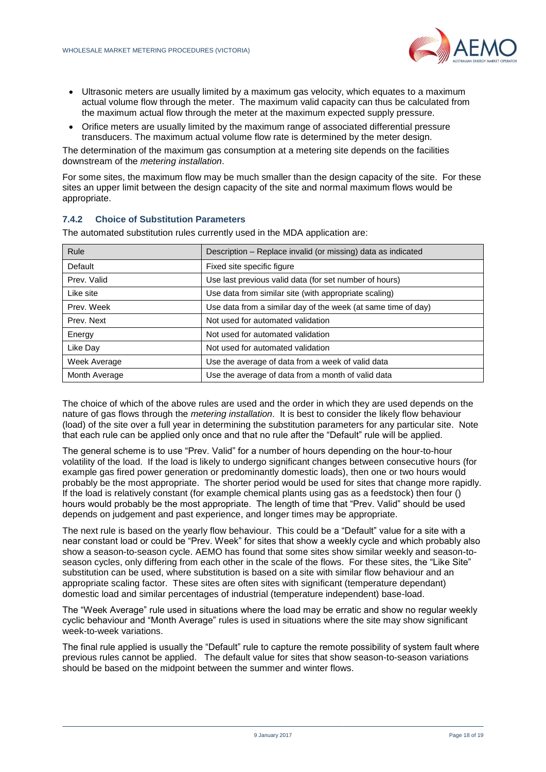- Ultrasonic meters are usually limited by a maximum gas velocity, which equates to a maximum actual volume flow through the meter. The maximum valid capacity can thus be calculated from the maximum actual flow through the meter at the maximum expected supply pressure.
- Orifice meters are usually limited by the maximum range of associated differential pressure transducers. The maximum actual volume flow rate is determined by the meter design.

The determination of the maximum gas consumption at a metering site depends on the facilities downstream of the *metering installation*.

For some sites, the maximum flow may be much smaller than the design capacity of the site. For these sites an upper limit between the design capacity of the site and normal maximum flows would be appropriate.

### 7.4.2 Choice of Substitution Parameters

The automated substitution rules currently used in the MDA application are:

| Rule | Description – Replace invalid (or missing) data as indicated |
|---|---|
| Default | Fixed site specific figure |
| Prev. Valid | Use last previous valid data (for set number of hours) |
| Like site | Use data from similar site (with appropriate scaling) |
| Prev. Week | Use data from a similar day of the week (at same time of day) |
| Prev. Next | Not used for automated validation |
| Energy | Not used for automated validation |
| Like Day | Not used for automated validation |
| Week Average | Use the average of data from a week of valid data |
| Month Average | Use the average of data from a month of valid data |

The choice of which of the above rules are used and the order in which they are used depends on the nature of gas flows through the *metering installation*. It is best to consider the likely flow behaviour (load) of the site over a full year in determining the substitution parameters for any particular site. Note that each rule can be applied only once and that no rule after the "Default" rule will be applied.

The general scheme is to use "Prev. Valid" for a number of hours depending on the hour-to-hour volatility of the load. If the load is likely to undergo significant changes between consecutive hours (for example gas fired power generation or predominantly domestic loads), then one or two hours would probably be the most appropriate. The shorter period would be used for sites that change more rapidly. If the load is relatively constant (for example chemical plants using gas as a feedstock) then four () hours would probably be the most appropriate. The length of time that "Prev. Valid" should be used depends on judgement and past experience, and longer times may be appropriate.

The next rule is based on the yearly flow behaviour. This could be a "Default" value for a site with a near constant load or could be "Prev. Week" for sites that show a weekly cycle and which probably also show a season-to-season cycle. AEMO has found that some sites show similar weekly and season-to-season cycles, only differing from each other in the scale of the flows. For these sites, the "Like Site" substitution can be used, where substitution is based on a site with similar flow behaviour and an appropriate scaling factor. These sites are often sites with significant (temperature dependant) domestic load and similar percentages of industrial (temperature independent) base-load.

The "Week Average" rule used in situations where the load may be erratic and show no regular weekly cyclic behaviour and "Month Average" rules is used in situations where the site may show significant week-to-week variations.

The final rule applied is usually the "Default" rule to capture the remote possibility of system fault where previous rules cannot be applied. The default value for sites that show season-to-season variations should be based on the midpoint between the summer and winter flows.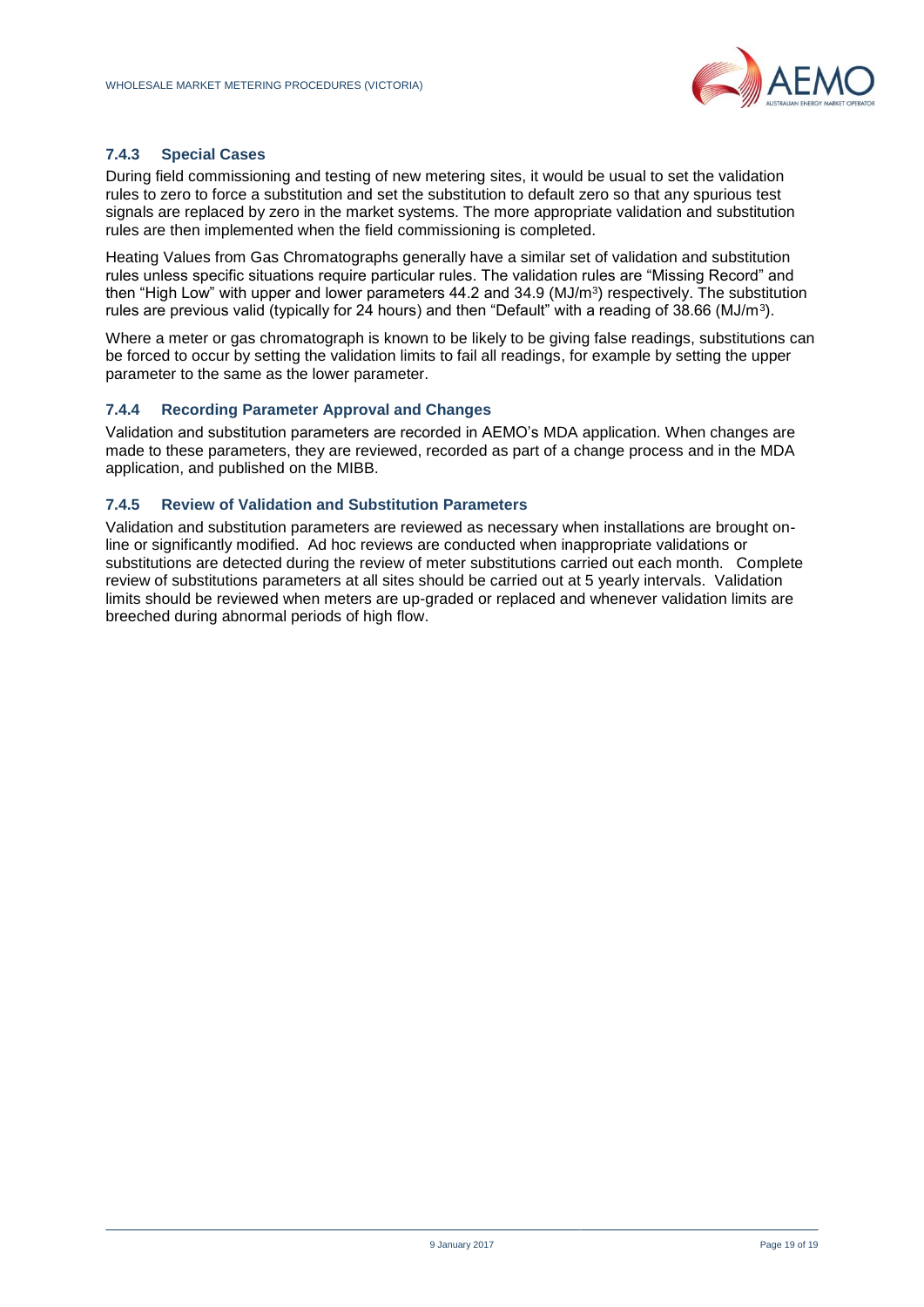### 7.4.3 Special Cases

During field commissioning and testing of new metering sites, it would be usual to set the validation rules to zero to force a substitution and set the substitution to default zero so that any spurious test signals are replaced by zero in the market systems. The more appropriate validation and substitution rules are then implemented when the field commissioning is completed.

Heating Values from Gas Chromatographs generally have a similar set of validation and substitution rules unless specific situations require particular rules. The validation rules are "Missing Record" and then "High Low" with upper and lower parameters 44.2 and 34.9 ($MJ/m^3$) respectively. The substitution rules are previous valid (typically for 24 hours) and then "Default" with a reading of 38.66 ($MJ/m^3$).

Where a meter or gas chromatograph is known to be likely to be giving false readings, substitutions can be forced to occur by setting the validation limits to fail all readings, for example by setting the upper parameter to the same as the lower parameter.

### 7.4.4 Recording Parameter Approval and Changes

Validation and substitution parameters are recorded in AEMO's MDA application. When changes are made to these parameters, they are reviewed, recorded as part of a change process and in the MDA application, and published on the MIBB.

### 7.4.5 Review of Validation and Substitution Parameters

Validation and substitution parameters are reviewed as necessary when installations are brought on-line or significantly modified. Ad hoc reviews are conducted when inappropriate validations or substitutions are detected during the review of meter substitutions carried out each month. Complete review of substitutions parameters at all sites should be carried out at 5 yearly intervals. Validation limits should be reviewed when meters are up-graded or replaced and whenever validation limits are breeched during abnormal periods of high flow.